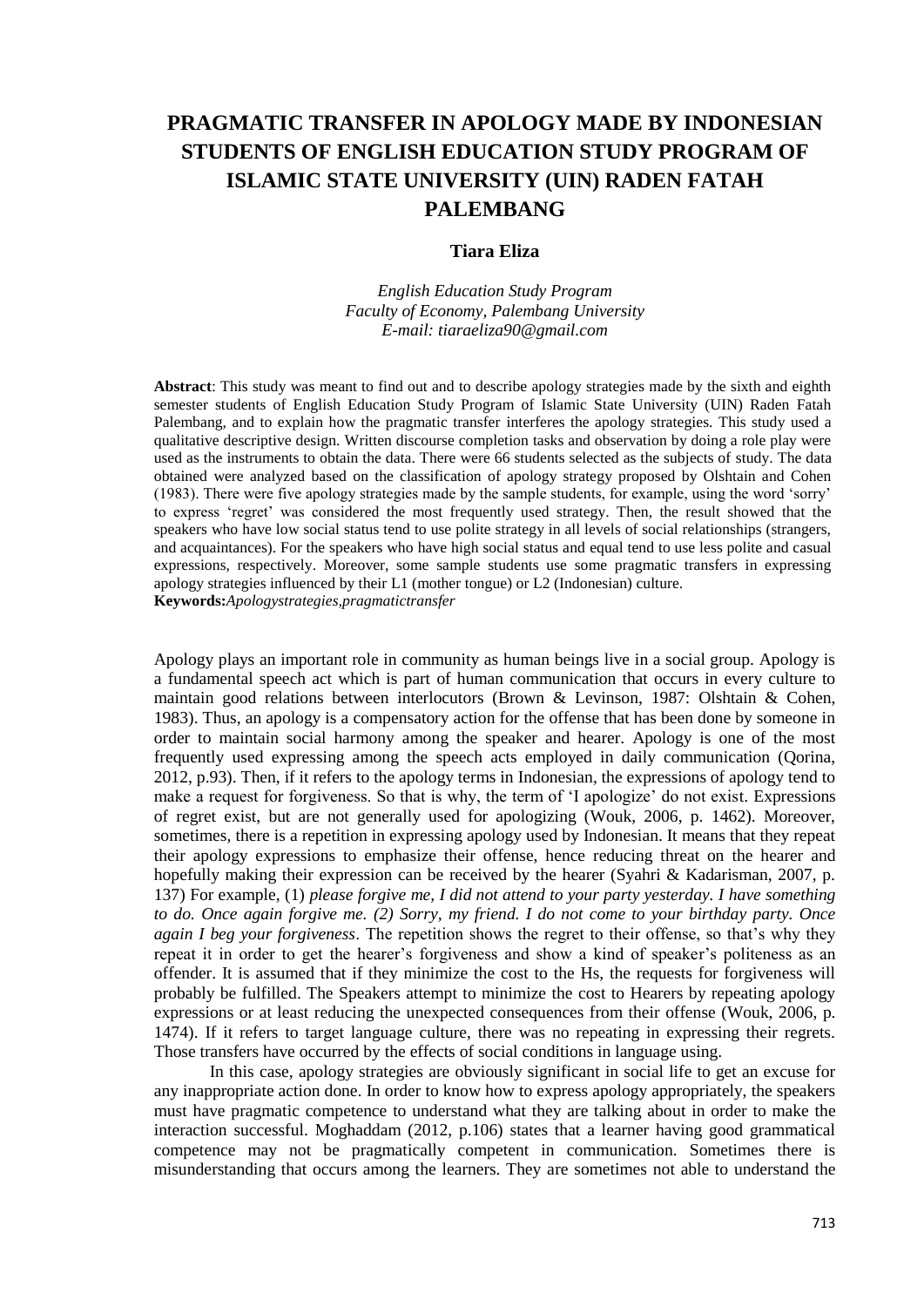# PRAGMATIC TRANSFER IN APOLOGY MADE BY INDONESIAN STUDENTS OF ENGLISH EDUCATION STUDY PROGRAM OF ISLAMIC STATE UNIVERSITY (UIN) RADEN FATAH PALEMBANG

**Tiara Eliza**

*English Education Study Program*
*Faculty of Economy, Palembang University*
*E-mail: tiaraeliza90@gmail.com*

**Abstract**: This study was meant to find out and to describe apology strategies made by the sixth and eighth semester students of English Education Study Program of Islamic State University (UIN) Raden Fatah Palembang, and to explain how the pragmatic transfer interferes the apology strategies. This study used a qualitative descriptive design. Written discourse completion tasks and observation by doing a role play were used as the instruments to obtain the data. There were 66 students selected as the subjects of study. The data obtained were analyzed based on the classification of apology strategy proposed by Olshtain and Cohen (1983). There were five apology strategies made by the sample students, for example, using the word 'sorry' to express 'regret' was considered the most frequently used strategy. Then, the result showed that the speakers who have low social status tend to use polite strategy in all levels of social relationships (strangers, and acquaintances). For the speakers who have high social status and equal tend to use less polite and casual expressions, respectively. Moreover, some sample students use some pragmatic transfers in expressing apology strategies influenced by their L1 (mother tongue) or L2 (Indonesian) culture.
**Keywords:***Apologystrategies,pragmatictransfer*

Apology plays an important role in community as human beings live in a social group. Apology is a fundamental speech act which is part of human communication that occurs in every culture to maintain good relations between interlocutors (Brown & Levinson, 1987: Olshtain & Cohen, 1983). Thus, an apology is a compensatory action for the offense that has been done by someone in order to maintain social harmony among the speaker and hearer. Apology is one of the most frequently used expressing among the speech acts employed in daily communication (Qorina, 2012, p.93). Then, if it refers to the apology terms in Indonesian, the expressions of apology tend to make a request for forgiveness. So that is why, the term of 'I apologize' do not exist. Expressions of regret exist, but are not generally used for apologizing (Wouk, 2006, p. 1462). Moreover, sometimes, there is a repetition in expressing apology used by Indonesian. It means that they repeat their apology expressions to emphasize their offense, hence reducing threat on the hearer and hopefully making their expression can be received by the hearer (Syahri & Kadarisman, 2007, p. 137) For example, (1) *please forgive me, I did not attend to your party yesterday. I have something to do. Once again forgive me. (2) Sorry, my friend. I do not come to your birthday party. Once again I beg your forgiveness*. The repetition shows the regret to their offense, so that's why they repeat it in order to get the hearer's forgiveness and show a kind of speaker's politeness as an offender. It is assumed that if they minimize the cost to the Hs, the requests for forgiveness will probably be fulfilled. The Speakers attempt to minimize the cost to Hearers by repeating apology expressions or at least reducing the unexpected consequences from their offense (Wouk, 2006, p. 1474). If it refers to target language culture, there was no repeating in expressing their regrets. Those transfers have occurred by the effects of social conditions in language using.

In this case, apology strategies are obviously significant in social life to get an excuse for any inappropriate action done. In order to know how to express apology appropriately, the speakers must have pragmatic competence to understand what they are talking about in order to make the interaction successful. Moghaddam (2012, p.106) states that a learner having good grammatical competence may not be pragmatically competent in communication. Sometimes there is misunderstanding that occurs among the learners. They are sometimes not able to understand the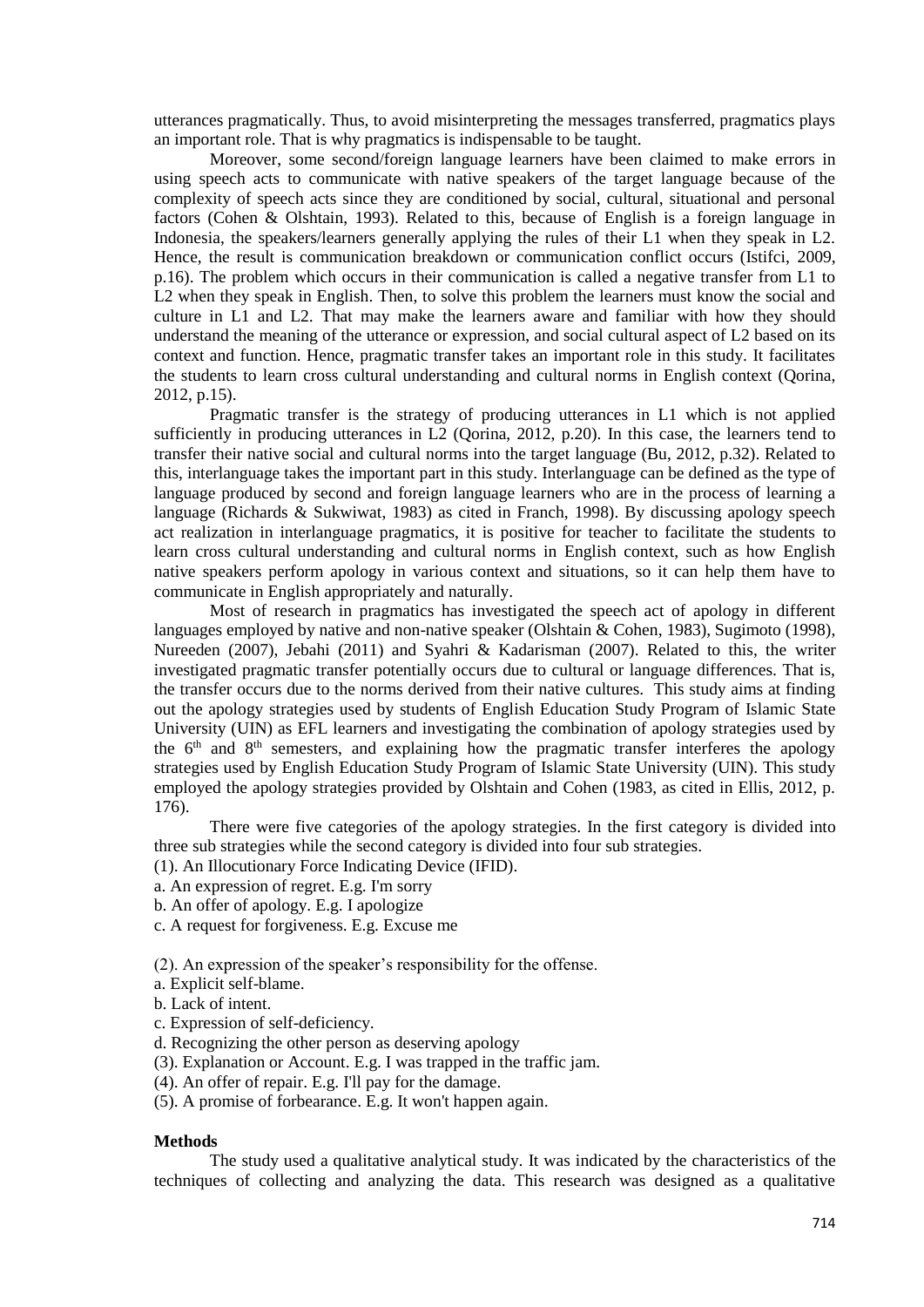utterances pragmatically. Thus, to avoid misinterpreting the messages transferred, pragmatics plays an important role. That is why pragmatics is indispensable to be taught.

Moreover, some second/foreign language learners have been claimed to make errors in using speech acts to communicate with native speakers of the target language because of the complexity of speech acts since they are conditioned by social, cultural, situational and personal factors (Cohen & Olshtain, 1993). Related to this, because of English is a foreign language in Indonesia, the speakers/learners generally applying the rules of their L1 when they speak in L2. Hence, the result is communication breakdown or communication conflict occurs (Istifci, 2009, p.16). The problem which occurs in their communication is called a negative transfer from L1 to L2 when they speak in English. Then, to solve this problem the learners must know the social and culture in L1 and L2. That may make the learners aware and familiar with how they should understand the meaning of the utterance or expression, and social cultural aspect of L2 based on its context and function. Hence, pragmatic transfer takes an important role in this study. It facilitates the students to learn cross cultural understanding and cultural norms in English context (Qorina, 2012, p.15).

Pragmatic transfer is the strategy of producing utterances in L1 which is not applied sufficiently in producing utterances in L2 (Qorina, 2012, p.20). In this case, the learners tend to transfer their native social and cultural norms into the target language (Bu, 2012, p.32). Related to this, interlanguage takes the important part in this study. Interlanguage can be defined as the type of language produced by second and foreign language learners who are in the process of learning a language (Richards & Sukwiwat, 1983) as cited in Franch, 1998). By discussing apology speech act realization in interlanguage pragmatics, it is positive for teacher to facilitate the students to learn cross cultural understanding and cultural norms in English context, such as how English native speakers perform apology in various context and situations, so it can help them have to communicate in English appropriately and naturally.

Most of research in pragmatics has investigated the speech act of apology in different languages employed by native and non-native speaker (Olshtain & Cohen, 1983), Sugimoto (1998), Nureeden (2007), Jebahi (2011) and Syahri & Kadarisman (2007). Related to this, the writer investigated pragmatic transfer potentially occurs due to cultural or language differences. That is, the transfer occurs due to the norms derived from their native cultures. This study aims at finding out the apology strategies used by students of English Education Study Program of Islamic State University (UIN) as EFL learners and investigating the combination of apology strategies used by the 6th and 8th semesters, and explaining how the pragmatic transfer interferes the apology strategies used by English Education Study Program of Islamic State University (UIN). This study employed the apology strategies provided by Olshtain and Cohen (1983, as cited in Ellis, 2012, p. 176).

There were five categories of the apology strategies. In the first category is divided into three sub strategies while the second category is divided into four sub strategies.

(1). An Illocutionary Force Indicating Device (IFID).

a. An expression of regret. E.g. I'm sorry

b. An offer of apology. E.g. I apologize

c. A request for forgiveness. E.g. Excuse me

(2). An expression of the speaker's responsibility for the offense.

a. Explicit self-blame.

b. Lack of intent.

c. Expression of self-deficiency.

d. Recognizing the other person as deserving apology

(3). Explanation or Account. E.g. I was trapped in the traffic jam.

(4). An offer of repair. E.g. I'll pay for the damage.

(5). A promise of forbearance. E.g. It won't happen again.

**Methods**

The study used a qualitative analytical study. It was indicated by the characteristics of the techniques of collecting and analyzing the data. This research was designed as a qualitative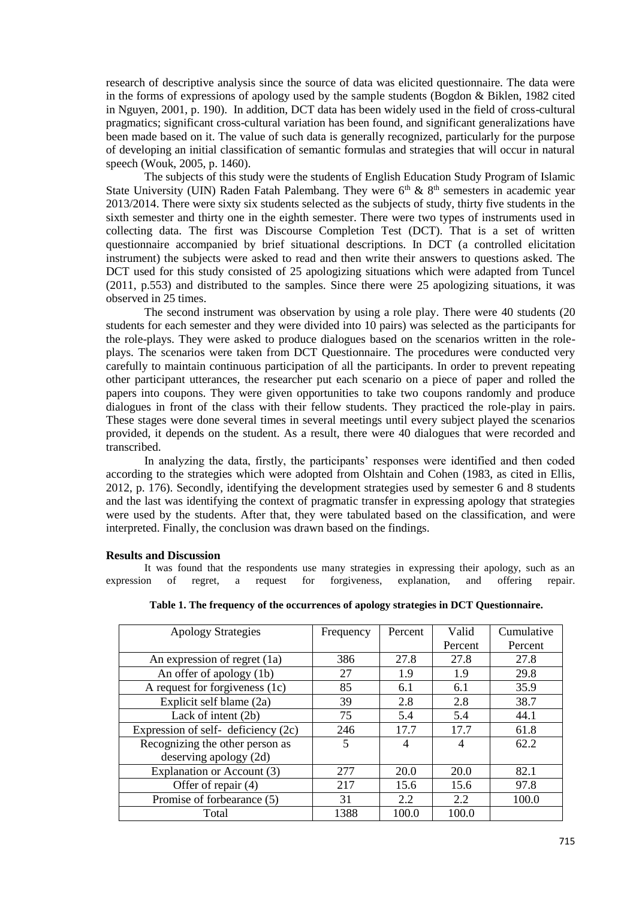research of descriptive analysis since the source of data was elicited questionnaire. The data were in the forms of expressions of apology used by the sample students (Bogdon & Biklen, 1982 cited in Nguyen, 2001, p. 190). In addition, DCT data has been widely used in the field of cross-cultural pragmatics; significant cross-cultural variation has been found, and significant generalizations have been made based on it. The value of such data is generally recognized, particularly for the purpose of developing an initial classification of semantic formulas and strategies that will occur in natural speech (Wouk, 2005, p. 1460).

The subjects of this study were the students of English Education Study Program of Islamic State University (UIN) Raden Fatah Palembang. They were 6th & 8th semesters in academic year 2013/2014. There were sixty six students selected as the subjects of study, thirty five students in the sixth semester and thirty one in the eighth semester. There were two types of instruments used in collecting data. The first was Discourse Completion Test (DCT). That is a set of written questionnaire accompanied by brief situational descriptions. In DCT (a controlled elicitation instrument) the subjects were asked to read and then write their answers to questions asked. The DCT used for this study consisted of 25 apologizing situations which were adapted from Tuncel (2011, p.553) and distributed to the samples. Since there were 25 apologizing situations, it was observed in 25 times.

The second instrument was observation by using a role play. There were 40 students (20 students for each semester and they were divided into 10 pairs) was selected as the participants for the role-plays. They were asked to produce dialogues based on the scenarios written in the role-plays. The scenarios were taken from DCT Questionnaire. The procedures were conducted very carefully to maintain continuous participation of all the participants. In order to prevent repeating other participant utterances, the researcher put each scenario on a piece of paper and rolled the papers into coupons. They were given opportunities to take two coupons randomly and produce dialogues in front of the class with their fellow students. They practiced the role-play in pairs. These stages were done several times in several meetings until every subject played the scenarios provided, it depends on the student. As a result, there were 40 dialogues that were recorded and transcribed.

In analyzing the data, firstly, the participants' responses were identified and then coded according to the strategies which were adopted from Olshtain and Cohen (1983, as cited in Ellis, 2012, p. 176). Secondly, identifying the development strategies used by semester 6 and 8 students and the last was identifying the context of pragmatic transfer in expressing apology that strategies were used by the students. After that, they were tabulated based on the classification, and were interpreted. Finally, the conclusion was drawn based on the findings.

**Results and Discussion**

It was found that the respondents use many strategies in expressing their apology, such as an expression of regret, a request for forgiveness, explanation, and offering repair.

**Table 1. The frequency of the occurrences of apology strategies in DCT Questionnaire.**

| Apology Strategies | Frequency | Percent | Valid Percent | Cumulative Percent |
|---|---|---|---|---|
| An expression of regret (1a) | 386 | 27.8 | 27.8 | 27.8 |
| An offer of apology (1b) | 27 | 1.9 | 1.9 | 29.8 |
| A request for forgiveness (1c) | 85 | 6.1 | 6.1 | 35.9 |
| Explicit self blame (2a) | 39 | 2.8 | 2.8 | 38.7 |
| Lack of intent (2b) | 75 | 5.4 | 5.4 | 44.1 |
| Expression of self- deficiency (2c) | 246 | 17.7 | 17.7 | 61.8 |
| Recognizing the other person as deserving apology (2d) | 5 | 4 | 4 | 62.2 |
| Explanation or Account (3) | 277 | 20.0 | 20.0 | 82.1 |
| Offer of repair (4) | 217 | 15.6 | 15.6 | 97.8 |
| Promise of forbearance (5) | 31 | 2.2 | 2.2 | 100.0 |
| Total | 1388 | 100.0 | 100.0 | |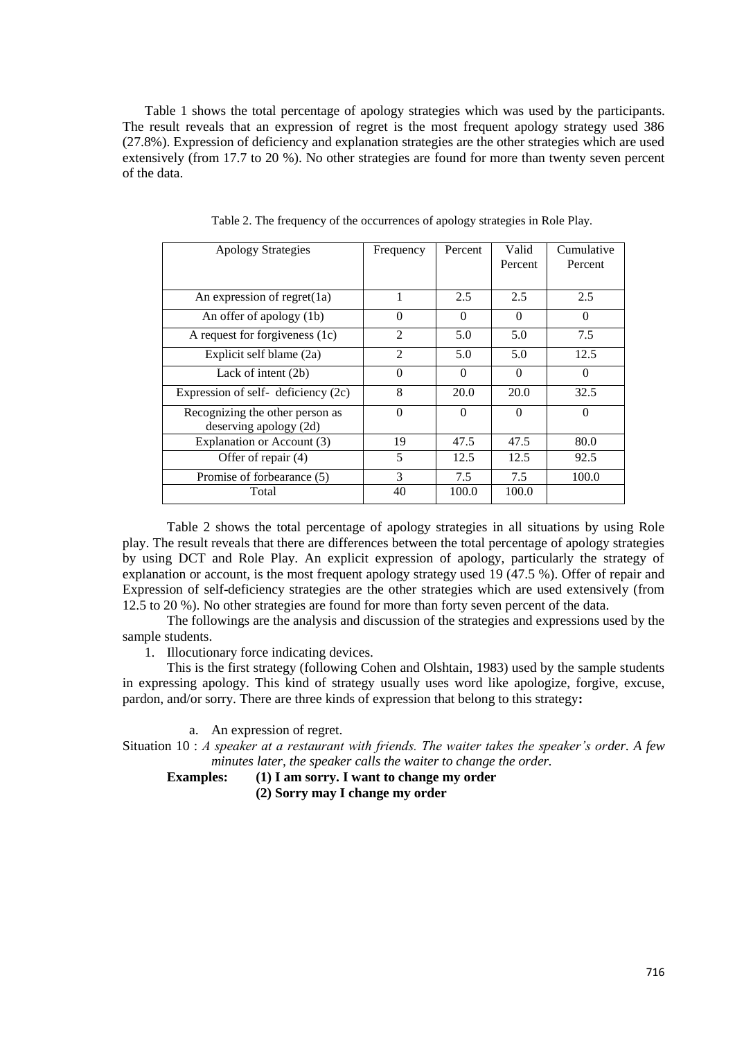Table 1 shows the total percentage of apology strategies which was used by the participants. The result reveals that an expression of regret is the most frequent apology strategy used 386 (27.8%). Expression of deficiency and explanation strategies are the other strategies which are used extensively (from 17.7 to 20 %). No other strategies are found for more than twenty seven percent of the data.

Table 2. The frequency of the occurrences of apology strategies in Role Play.

| Apology Strategies | Frequency | Percent | Valid Percent | Cumulative Percent |
|---|---|---|---|---|
| An expression of regret(1a) | 1 | 2.5 | 2.5 | 2.5 |
| An offer of apology (1b) | 0 | 0 | 0 | 0 |
| A request for forgiveness (1c) | 2 | 5.0 | 5.0 | 7.5 |
| Explicit self blame (2a) | 2 | 5.0 | 5.0 | 12.5 |
| Lack of intent (2b) | 0 | 0 | 0 | 0 |
| Expression of self- deficiency (2c) | 8 | 20.0 | 20.0 | 32.5 |
| Recognizing the other person as deserving apology (2d) | 0 | 0 | 0 | 0 |
| Explanation or Account (3) | 19 | 47.5 | 47.5 | 80.0 |
| Offer of repair (4) | 5 | 12.5 | 12.5 | 92.5 |
| Promise of forbearance (5) | 3 | 7.5 | 7.5 | 100.0 |
| Total | 40 | 100.0 | 100.0 | |

Table 2 shows the total percentage of apology strategies in all situations by using Role play. The result reveals that there are differences between the total percentage of apology strategies by using DCT and Role Play. An explicit expression of apology, particularly the strategy of explanation or account, is the most frequent apology strategy used 19 (47.5 %). Offer of repair and Expression of self-deficiency strategies are the other strategies which are used extensively (from 12.5 to 20 %). No other strategies are found for more than forty seven percent of the data.

The followings are the analysis and discussion of the strategies and expressions used by the sample students.

1. Illocutionary force indicating devices.

This is the first strategy (following Cohen and Olshtain, 1983) used by the sample students in expressing apology. This kind of strategy usually uses word like apologize, forgive, excuse, pardon, and/or sorry. There are three kinds of expression that belong to this strategy**:**

a. An expression of regret.

Situation 10 : *A speaker at a restaurant with friends. The waiter takes the speaker's order. A few minutes later, the speaker calls the waiter to change the order.*

**Examples: (1) I am sorry. I want to change my order**

**(2) Sorry may I change my order**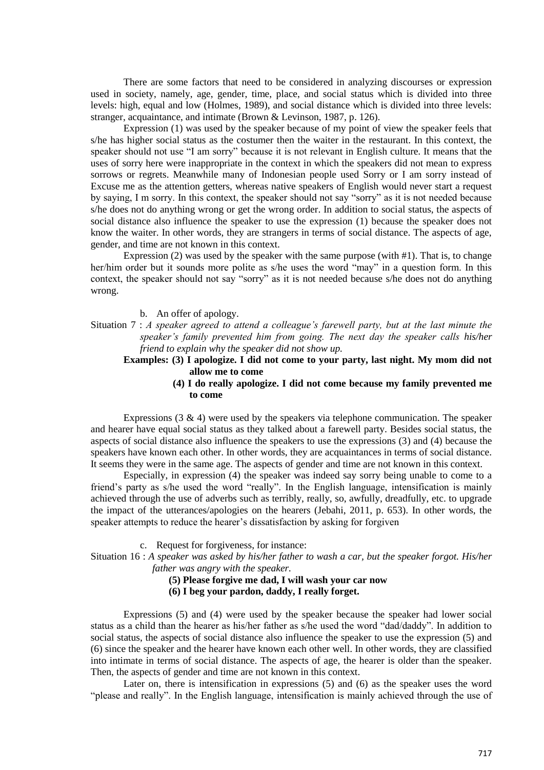There are some factors that need to be considered in analyzing discourses or expression used in society, namely, age, gender, time, place, and social status which is divided into three levels: high, equal and low (Holmes, 1989), and social distance which is divided into three levels: stranger, acquaintance, and intimate (Brown & Levinson, 1987, p. 126).

Expression (1) was used by the speaker because of my point of view the speaker feels that s/he has higher social status as the costumer then the waiter in the restaurant. In this context, the speaker should not use "I am sorry" because it is not relevant in English culture. It means that the uses of sorry here were inappropriate in the context in which the speakers did not mean to express sorrows or regrets. Meanwhile many of Indonesian people used Sorry or I am sorry instead of Excuse me as the attention getters, whereas native speakers of English would never start a request by saying, I m sorry. In this context, the speaker should not say "sorry" as it is not needed because s/he does not do anything wrong or get the wrong order. In addition to social status, the aspects of social distance also influence the speaker to use the expression (1) because the speaker does not know the waiter. In other words, they are strangers in terms of social distance. The aspects of age, gender, and time are not known in this context.

Expression (2) was used by the speaker with the same purpose (with #1). That is, to change her/him order but it sounds more polite as s/he uses the word "may" in a question form. In this context, the speaker should not say "sorry" as it is not needed because s/he does not do anything wrong.

b. An offer of apology.

Situation 7 : *A speaker agreed to attend a colleague's farewell party, but at the last minute the speaker's family prevented him from going. The next day the speaker calls his/her friend to explain why the speaker did not show up.*

**Examples: (3) I apologize. I did not come to your party, last night. My mom did not allow me to come**

**(4) I do really apologize. I did not come because my family prevented me to come**

Expressions (3 & 4) were used by the speakers via telephone communication. The speaker and hearer have equal social status as they talked about a farewell party. Besides social status, the aspects of social distance also influence the speakers to use the expressions (3) and (4) because the speakers have known each other. In other words, they are acquaintances in terms of social distance. It seems they were in the same age. The aspects of gender and time are not known in this context.

Especially, in expression (4) the speaker was indeed say sorry being unable to come to a friend's party as s/he used the word "really". In the English language, intensification is mainly achieved through the use of adverbs such as terribly, really, so, awfully, dreadfully, etc. to upgrade the impact of the utterances/apologies on the hearers (Jebahi, 2011, p. 653). In other words, the speaker attempts to reduce the hearer's dissatisfaction by asking for forgiven

c. Request for forgiveness, for instance:

Situation 16 : *A speaker was asked by his/her father to wash a car, but the speaker forgot. His/her father was angry with the speaker.*

**(5) Please forgive me dad, I will wash your car now**

**(6) I beg your pardon, daddy, I really forget.**

Expressions (5) and (4) were used by the speaker because the speaker had lower social status as a child than the hearer as his/her father as s/he used the word "dad/daddy". In addition to social status, the aspects of social distance also influence the speaker to use the expression (5) and (6) since the speaker and the hearer have known each other well. In other words, they are classified into intimate in terms of social distance. The aspects of age, the hearer is older than the speaker. Then, the aspects of gender and time are not known in this context.

Later on, there is intensification in expressions (5) and (6) as the speaker uses the word "please and really". In the English language, intensification is mainly achieved through the use of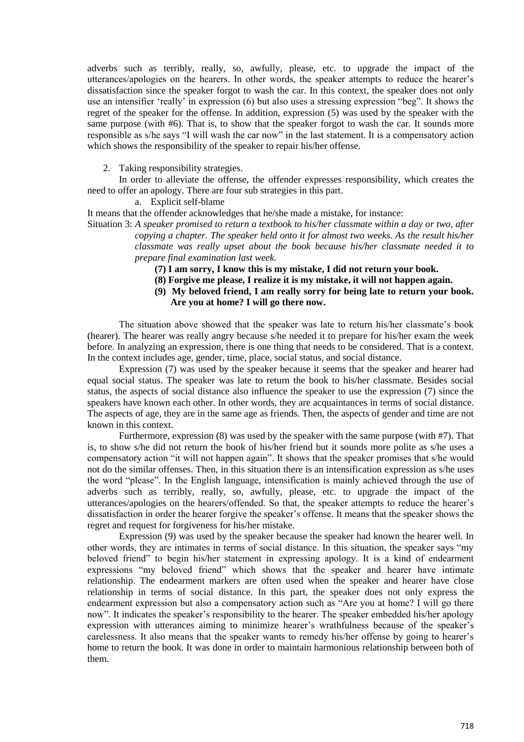adverbs such as terribly, really, so, awfully, please, etc. to upgrade the impact of the utterances/apologies on the hearers. In other words, the speaker attempts to reduce the hearer's dissatisfaction since the speaker forgot to wash the car. In this context, the speaker does not only use an intensifier 'really' in expression (6) but also uses a stressing expression "beg". It shows the regret of the speaker for the offense. In addition, expression (5) was used by the speaker with the same purpose (with #6). That is, to show that the speaker forgot to wash the car. It sounds more responsible as s/he says "I will wash the car now" in the last statement. It is a compensatory action which shows the responsibility of the speaker to repair his/her offense.

2. Taking responsibility strategies.

In order to alleviate the offense, the offender expresses responsibility, which creates the need to offer an apology. There are four sub strategies in this part.

a. Explicit self-blame

It means that the offender acknowledges that he/she made a mistake, for instance:

Situation 3: *A speaker promised to return a textbook to his/her classmate within a day or two, after copying a chapter. The speaker held onto it for almost two weeks. As the result his/her classmate was really upset about the book because his/her classmate needed it to prepare final examination last week.*

**(7) I am sorry, I know this is my mistake, I did not return your book.**

**(8) Forgive me please, I realize it is my mistake, it will not happen again.**

**(9) My beloved friend, I am really sorry for being late to return your book. Are you at home? I will go there now.**

The situation above showed that the speaker was late to return his/her classmate's book (hearer). The hearer was really angry because s/he needed it to prepare for his/her exam the week before. In analyzing an expression, there is one thing that needs to be considered. That is a context. In the context includes age, gender, time, place, social status, and social distance.

Expression (7) was used by the speaker because it seems that the speaker and hearer had equal social status. The speaker was late to return the book to his/her classmate. Besides social status, the aspects of social distance also influence the speaker to use the expression (7) since the speakers have known each other. In other words, they are acquaintances in terms of social distance. The aspects of age, they are in the same age as friends. Then, the aspects of gender and time are not known in this context.

Furthermore, expression (8) was used by the speaker with the same purpose (with #7). That is, to show s/he did not return the book of his/her friend but it sounds more polite as s/he uses a compensatory action "it will not happen again". It shows that the speaker promises that s/he would not do the similar offenses. Then, in this situation there is an intensification expression as s/he uses the word "please". In the English language, intensification is mainly achieved through the use of adverbs such as terribly, really, so, awfully, please, etc. to upgrade the impact of the utterances/apologies on the hearers/offended. So that, the speaker attempts to reduce the hearer's dissatisfaction in order the hearer forgive the speaker's offense. It means that the speaker shows the regret and request for forgiveness for his/her mistake.

Expression (9) was used by the speaker because the speaker had known the hearer well. In other words, they are intimates in terms of social distance. In this situation, the speaker says "my beloved friend" to begin his/her statement in expressing apology. It is a kind of endearment expressions "my beloved friend" which shows that the speaker and hearer have intimate relationship. The endearment markers are often used when the speaker and hearer have close relationship in terms of social distance. In this part, the speaker does not only express the endearment expression but also a compensatory action such as "Are you at home? I will go there now". It indicates the speaker's responsibility to the hearer. The speaker embedded his/her apology expression with utterances aiming to minimize hearer's wrathfulness because of the speaker's carelessness. It also means that the speaker wants to remedy his/her offense by going to hearer's home to return the book. It was done in order to maintain harmonious relationship between both of them.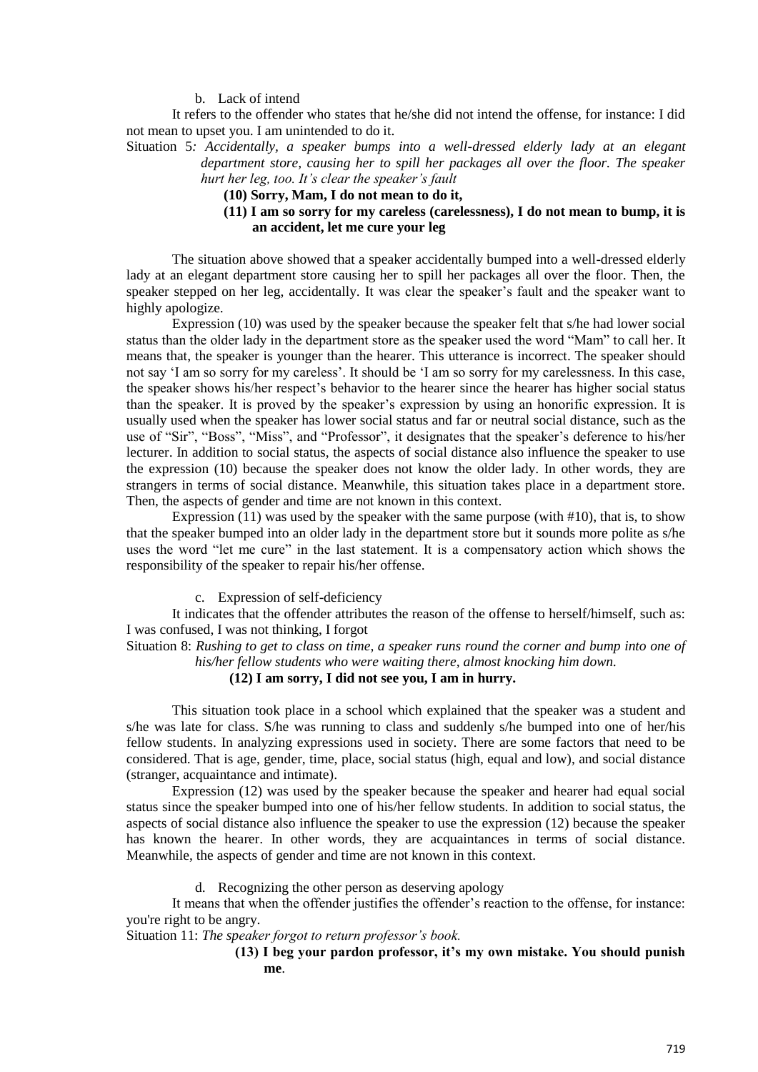b. Lack of intend

It refers to the offender who states that he/she did not intend the offense, for instance: I did not mean to upset you. I am unintended to do it.

Situation 5*: Accidentally, a speaker bumps into a well-dressed elderly lady at an elegant department store, causing her to spill her packages all over the floor. The speaker hurt her leg, too. It's clear the speaker's fault*

**(10) Sorry, Mam, I do not mean to do it,**

**(11) I am so sorry for my careless (carelessness), I do not mean to bump, it is an accident, let me cure your leg**

The situation above showed that a speaker accidentally bumped into a well-dressed elderly lady at an elegant department store causing her to spill her packages all over the floor. Then, the speaker stepped on her leg, accidentally. It was clear the speaker's fault and the speaker want to highly apologize.

Expression (10) was used by the speaker because the speaker felt that s/he had lower social status than the older lady in the department store as the speaker used the word "Mam" to call her. It means that, the speaker is younger than the hearer. This utterance is incorrect. The speaker should not say 'I am so sorry for my careless'. It should be 'I am so sorry for my carelessness. In this case, the speaker shows his/her respect's behavior to the hearer since the hearer has higher social status than the speaker. It is proved by the speaker's expression by using an honorific expression. It is usually used when the speaker has lower social status and far or neutral social distance, such as the use of "Sir", "Boss", "Miss", and "Professor", it designates that the speaker's deference to his/her lecturer. In addition to social status, the aspects of social distance also influence the speaker to use the expression (10) because the speaker does not know the older lady. In other words, they are strangers in terms of social distance. Meanwhile, this situation takes place in a department store. Then, the aspects of gender and time are not known in this context.

Expression (11) was used by the speaker with the same purpose (with #10), that is, to show that the speaker bumped into an older lady in the department store but it sounds more polite as s/he uses the word "let me cure" in the last statement. It is a compensatory action which shows the responsibility of the speaker to repair his/her offense.

c. Expression of self-deficiency

It indicates that the offender attributes the reason of the offense to herself/himself, such as: I was confused, I was not thinking, I forgot

Situation 8: *Rushing to get to class on time, a speaker runs round the corner and bump into one of his/her fellow students who were waiting there, almost knocking him down.*

**(12) I am sorry, I did not see you, I am in hurry.**

This situation took place in a school which explained that the speaker was a student and s/he was late for class. S/he was running to class and suddenly s/he bumped into one of her/his fellow students. In analyzing expressions used in society. There are some factors that need to be considered. That is age, gender, time, place, social status (high, equal and low), and social distance (stranger, acquaintance and intimate).

Expression (12) was used by the speaker because the speaker and hearer had equal social status since the speaker bumped into one of his/her fellow students. In addition to social status, the aspects of social distance also influence the speaker to use the expression (12) because the speaker has known the hearer. In other words, they are acquaintances in terms of social distance. Meanwhile, the aspects of gender and time are not known in this context.

d. Recognizing the other person as deserving apology

It means that when the offender justifies the offender's reaction to the offense, for instance: you're right to be angry.

Situation 11: *The speaker forgot to return professor's book.*

**(13) I beg your pardon professor, it's my own mistake. You should punish me**.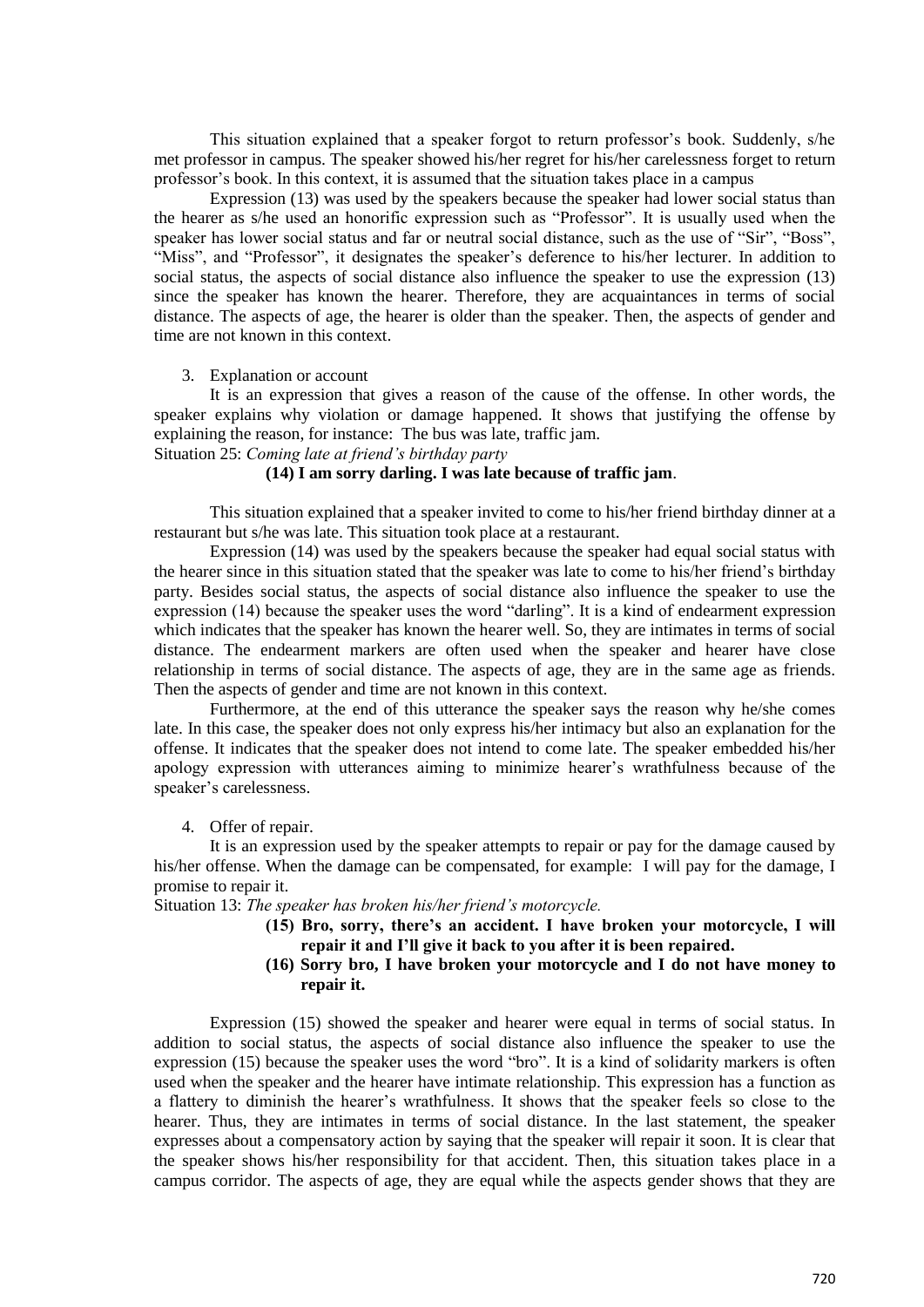This situation explained that a speaker forgot to return professor's book. Suddenly, s/he met professor in campus. The speaker showed his/her regret for his/her carelessness forget to return professor's book. In this context, it is assumed that the situation takes place in a campus

Expression (13) was used by the speakers because the speaker had lower social status than the hearer as s/he used an honorific expression such as "Professor". It is usually used when the speaker has lower social status and far or neutral social distance, such as the use of "Sir", "Boss", "Miss", and "Professor", it designates the speaker's deference to his/her lecturer. In addition to social status, the aspects of social distance also influence the speaker to use the expression (13) since the speaker has known the hearer. Therefore, they are acquaintances in terms of social distance. The aspects of age, the hearer is older than the speaker. Then, the aspects of gender and time are not known in this context.

3. Explanation or account

It is an expression that gives a reason of the cause of the offense. In other words, the speaker explains why violation or damage happened. It shows that justifying the offense by explaining the reason, for instance: The bus was late, traffic jam.

Situation 25: *Coming late at friend's birthday party*

**(14) I am sorry darling. I was late because of traffic jam**.

This situation explained that a speaker invited to come to his/her friend birthday dinner at a restaurant but s/he was late. This situation took place at a restaurant.

Expression (14) was used by the speakers because the speaker had equal social status with the hearer since in this situation stated that the speaker was late to come to his/her friend's birthday party. Besides social status, the aspects of social distance also influence the speaker to use the expression (14) because the speaker uses the word "darling". It is a kind of endearment expression which indicates that the speaker has known the hearer well. So, they are intimates in terms of social distance. The endearment markers are often used when the speaker and hearer have close relationship in terms of social distance. The aspects of age, they are in the same age as friends. Then the aspects of gender and time are not known in this context.

Furthermore, at the end of this utterance the speaker says the reason why he/she comes late. In this case, the speaker does not only express his/her intimacy but also an explanation for the offense. It indicates that the speaker does not intend to come late. The speaker embedded his/her apology expression with utterances aiming to minimize hearer's wrathfulness because of the speaker's carelessness.

4. Offer of repair.

It is an expression used by the speaker attempts to repair or pay for the damage caused by his/her offense. When the damage can be compensated, for example: I will pay for the damage, I promise to repair it.

Situation 13: *The speaker has broken his/her friend's motorcycle.*

**(15) Bro, sorry, there's an accident. I have broken your motorcycle, I will repair it and I'll give it back to you after it is been repaired.**

**(16) Sorry bro, I have broken your motorcycle and I do not have money to repair it.**

Expression (15) showed the speaker and hearer were equal in terms of social status. In addition to social status, the aspects of social distance also influence the speaker to use the expression (15) because the speaker uses the word "bro". It is a kind of solidarity markers is often used when the speaker and the hearer have intimate relationship. This expression has a function as a flattery to diminish the hearer's wrathfulness. It shows that the speaker feels so close to the hearer. Thus, they are intimates in terms of social distance. In the last statement, the speaker expresses about a compensatory action by saying that the speaker will repair it soon. It is clear that the speaker shows his/her responsibility for that accident. Then, this situation takes place in a campus corridor. The aspects of age, they are equal while the aspects gender shows that they are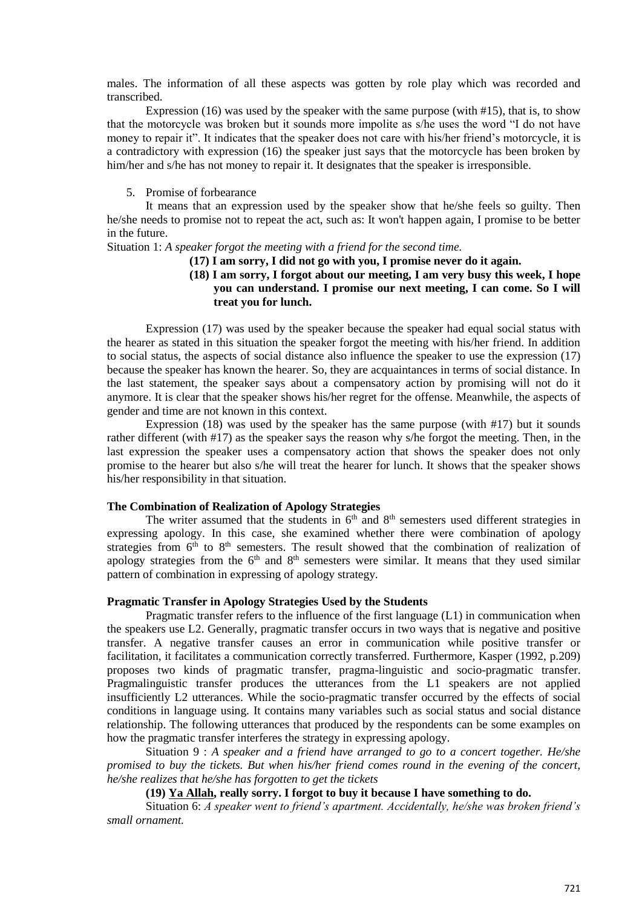males. The information of all these aspects was gotten by role play which was recorded and transcribed.

Expression (16) was used by the speaker with the same purpose (with #15), that is, to show that the motorcycle was broken but it sounds more impolite as s/he uses the word "I do not have money to repair it". It indicates that the speaker does not care with his/her friend's motorcycle, it is a contradictory with expression (16) the speaker just says that the motorcycle has been broken by him/her and s/he has not money to repair it. It designates that the speaker is irresponsible.

5. Promise of forbearance

It means that an expression used by the speaker show that he/she feels so guilty. Then he/she needs to promise not to repeat the act, such as: It won't happen again, I promise to be better in the future.

Situation 1: *A speaker forgot the meeting with a friend for the second time.*

**(17) I am sorry, I did not go with you, I promise never do it again.**

**(18) I am sorry, I forgot about our meeting, I am very busy this week, I hope you can understand. I promise our next meeting, I can come. So I will treat you for lunch.**

Expression (17) was used by the speaker because the speaker had equal social status with the hearer as stated in this situation the speaker forgot the meeting with his/her friend. In addition to social status, the aspects of social distance also influence the speaker to use the expression (17) because the speaker has known the hearer. So, they are acquaintances in terms of social distance. In the last statement, the speaker says about a compensatory action by promising will not do it anymore. It is clear that the speaker shows his/her regret for the offense. Meanwhile, the aspects of gender and time are not known in this context.

Expression (18) was used by the speaker has the same purpose (with #17) but it sounds rather different (with #17) as the speaker says the reason why s/he forgot the meeting. Then, in the last expression the speaker uses a compensatory action that shows the speaker does not only promise to the hearer but also s/he will treat the hearer for lunch. It shows that the speaker shows his/her responsibility in that situation.

### The Combination of Realization of Apology Strategies

The writer assumed that the students in 6th and 8th semesters used different strategies in expressing apology. In this case, she examined whether there were combination of apology strategies from 6th to 8th semesters. The result showed that the combination of realization of apology strategies from the 6th and 8th semesters were similar. It means that they used similar pattern of combination in expressing of apology strategy.

### Pragmatic Transfer in Apology Strategies Used by the Students

Pragmatic transfer refers to the influence of the first language (L1) in communication when the speakers use L2. Generally, pragmatic transfer occurs in two ways that is negative and positive transfer. A negative transfer causes an error in communication while positive transfer or facilitation, it facilitates a communication correctly transferred. Furthermore, Kasper (1992, p.209) proposes two kinds of pragmatic transfer, pragma-linguistic and socio-pragmatic transfer. Pragmalinguistic transfer produces the utterances from the L1 speakers are not applied insufficiently L2 utterances. While the socio-pragmatic transfer occurred by the effects of social conditions in language using. It contains many variables such as social status and social distance relationship. The following utterances that produced by the respondents can be some examples on how the pragmatic transfer interferes the strategy in expressing apology.

Situation 9 : *A speaker and a friend have arranged to go to a concert together. He/she promised to buy the tickets. But when his/her friend comes round in the evening of the concert, he/she realizes that he/she has forgotten to get the tickets*

**(19) <u>Ya Allah</u>, really sorry. I forgot to buy it because I have something to do.**

Situation 6: *A speaker went to friend's apartment. Accidentally, he/she was broken friend's small ornament.*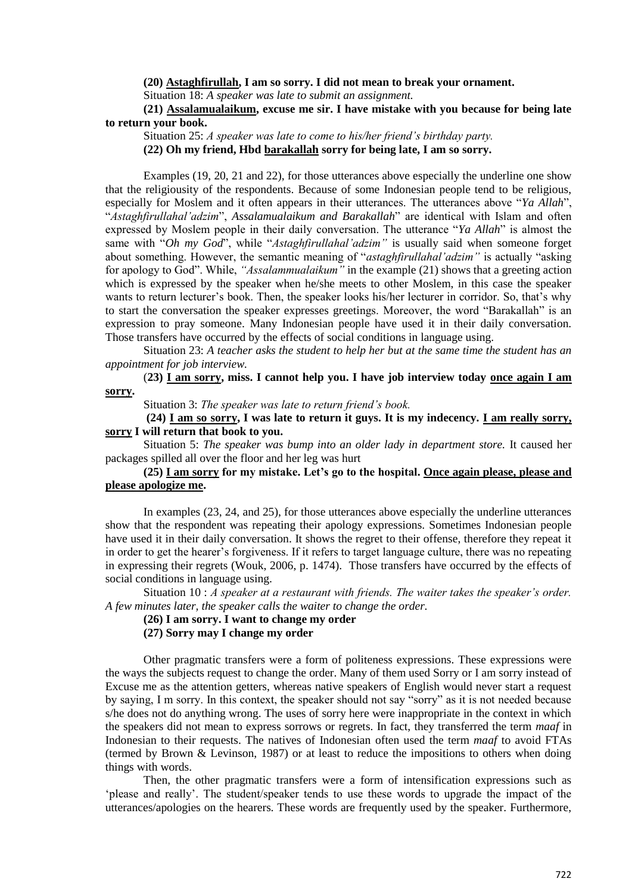**(20) <u>Astaghfirullah</u>, I am so sorry. I did not mean to break your ornament.**

Situation 18: *A speaker was late to submit an assignment.*

**(21) <u>Assalamualaikum</u>, excuse me sir. I have mistake with you because for being late to return your book.**

Situation 25: *A speaker was late to come to his/her friend's birthday party.*

**(22) Oh my friend, Hbd <u>barakallah</u> sorry for being late, I am so sorry.**

Examples (19, 20, 21 and 22), for those utterances above especially the underline one show that the religiousity of the respondents. Because of some Indonesian people tend to be religious, especially for Moslem and it often appears in their utterances. The utterances above "*Ya Allah*", "*Astaghfirullahal'adzim*", *Assalamualaikum and Barakallah*" are identical with Islam and often expressed by Moslem people in their daily conversation. The utterance "*Ya Allah*" is almost the same with "*Oh my God*", while "*Astaghfirullahal'adzim"* is usually said when someone forget about something. However, the semantic meaning of "*astaghfirullahal'adzim"* is actually "asking for apology to God". While, *"Assalammualaikum"* in the example (21) shows that a greeting action which is expressed by the speaker when he/she meets to other Moslem, in this case the speaker wants to return lecturer's book. Then, the speaker looks his/her lecturer in corridor. So, that's why to start the conversation the speaker expresses greetings. Moreover, the word "Barakallah" is an expression to pray someone. Many Indonesian people have used it in their daily conversation. Those transfers have occurred by the effects of social conditions in language using.

Situation 23: *A teacher asks the student to help her but at the same time the student has an appointment for job interview.*

(**23) <u>I am sorry</u>, miss. I cannot help you. I have job interview today <u>once again I am sorry</u>.**

Situation 3: *The speaker was late to return friend's book.*

**(24) <u>I am so sorry</u>, I was late to return it guys. It is my indecency. <u>I am really sorry, sorry</u> I will return that book to you.**

Situation 5: *The speaker was bump into an older lady in department store.* It caused her packages spilled all over the floor and her leg was hurt

**(25) <u>I am sorry</u> for my mistake. Let's go to the hospital. <u>Once again please, please and please apologize me</u>.**

In examples (23, 24, and 25), for those utterances above especially the underline utterances show that the respondent was repeating their apology expressions. Sometimes Indonesian people have used it in their daily conversation. It shows the regret to their offense, therefore they repeat it in order to get the hearer's forgiveness. If it refers to target language culture, there was no repeating in expressing their regrets (Wouk, 2006, p. 1474). Those transfers have occurred by the effects of social conditions in language using.

Situation 10 : *A speaker at a restaurant with friends. The waiter takes the speaker's order. A few minutes later, the speaker calls the waiter to change the order.*

**(26) I am sorry. I want to change my order**

**(27) Sorry may I change my order**

Other pragmatic transfers were a form of politeness expressions. These expressions were the ways the subjects request to change the order. Many of them used Sorry or I am sorry instead of Excuse me as the attention getters, whereas native speakers of English would never start a request by saying, I m sorry. In this context, the speaker should not say "sorry" as it is not needed because s/he does not do anything wrong. The uses of sorry here were inappropriate in the context in which the speakers did not mean to express sorrows or regrets. In fact, they transferred the term *maaf* in Indonesian to their requests. The natives of Indonesian often used the term *maaf* to avoid FTAs (termed by Brown & Levinson, 1987) or at least to reduce the impositions to others when doing things with words.

Then, the other pragmatic transfers were a form of intensification expressions such as 'please and really'. The student/speaker tends to use these words to upgrade the impact of the utterances/apologies on the hearers. These words are frequently used by the speaker. Furthermore,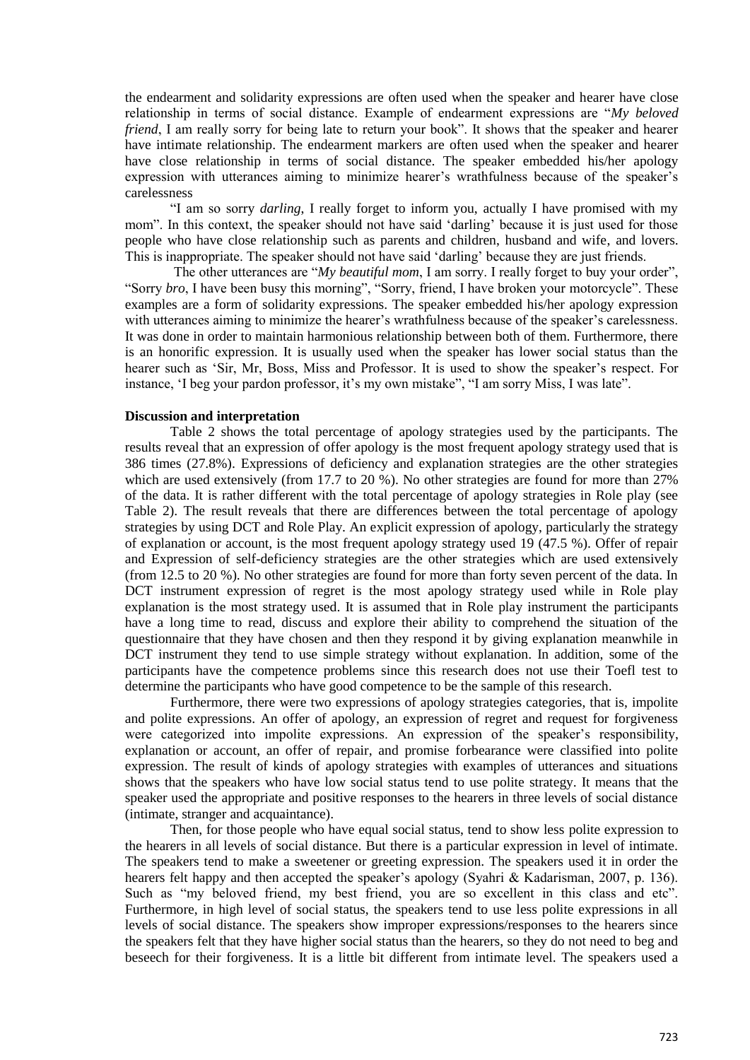the endearment and solidarity expressions are often used when the speaker and hearer have close relationship in terms of social distance. Example of endearment expressions are "*My beloved friend*, I am really sorry for being late to return your book". It shows that the speaker and hearer have intimate relationship. The endearment markers are often used when the speaker and hearer have close relationship in terms of social distance. The speaker embedded his/her apology expression with utterances aiming to minimize hearer's wrathfulness because of the speaker's carelessness

"I am so sorry *darling*, I really forget to inform you, actually I have promised with my mom". In this context, the speaker should not have said 'darling' because it is just used for those people who have close relationship such as parents and children, husband and wife, and lovers. This is inappropriate. The speaker should not have said 'darling' because they are just friends.

The other utterances are "*My beautiful mom*, I am sorry. I really forget to buy your order", "Sorry *bro*, I have been busy this morning", "Sorry, friend, I have broken your motorcycle". These examples are a form of solidarity expressions. The speaker embedded his/her apology expression with utterances aiming to minimize the hearer's wrathfulness because of the speaker's carelessness. It was done in order to maintain harmonious relationship between both of them. Furthermore, there is an honorific expression. It is usually used when the speaker has lower social status than the hearer such as 'Sir, Mr, Boss, Miss and Professor. It is used to show the speaker's respect. For instance, 'I beg your pardon professor, it's my own mistake", "I am sorry Miss, I was late".

**Discussion and interpretation**

Table 2 shows the total percentage of apology strategies used by the participants. The results reveal that an expression of offer apology is the most frequent apology strategy used that is 386 times (27.8%). Expressions of deficiency and explanation strategies are the other strategies which are used extensively (from 17.7 to 20 %). No other strategies are found for more than 27% of the data. It is rather different with the total percentage of apology strategies in Role play (see Table 2). The result reveals that there are differences between the total percentage of apology strategies by using DCT and Role Play. An explicit expression of apology, particularly the strategy of explanation or account, is the most frequent apology strategy used 19 (47.5 %). Offer of repair and Expression of self-deficiency strategies are the other strategies which are used extensively (from 12.5 to 20 %). No other strategies are found for more than forty seven percent of the data. In DCT instrument expression of regret is the most apology strategy used while in Role play explanation is the most strategy used. It is assumed that in Role play instrument the participants have a long time to read, discuss and explore their ability to comprehend the situation of the questionnaire that they have chosen and then they respond it by giving explanation meanwhile in DCT instrument they tend to use simple strategy without explanation. In addition, some of the participants have the competence problems since this research does not use their Toefl test to determine the participants who have good competence to be the sample of this research.

Furthermore, there were two expressions of apology strategies categories, that is, impolite and polite expressions. An offer of apology, an expression of regret and request for forgiveness were categorized into impolite expressions. An expression of the speaker's responsibility, explanation or account, an offer of repair, and promise forbearance were classified into polite expression. The result of kinds of apology strategies with examples of utterances and situations shows that the speakers who have low social status tend to use polite strategy. It means that the speaker used the appropriate and positive responses to the hearers in three levels of social distance (intimate, stranger and acquaintance).

Then, for those people who have equal social status, tend to show less polite expression to the hearers in all levels of social distance. But there is a particular expression in level of intimate. The speakers tend to make a sweetener or greeting expression. The speakers used it in order the hearers felt happy and then accepted the speaker's apology (Syahri & Kadarisman, 2007, p. 136). Such as "my beloved friend, my best friend, you are so excellent in this class and etc". Furthermore, in high level of social status, the speakers tend to use less polite expressions in all levels of social distance. The speakers show improper expressions/responses to the hearers since the speakers felt that they have higher social status than the hearers, so they do not need to beg and beseech for their forgiveness. It is a little bit different from intimate level. The speakers used a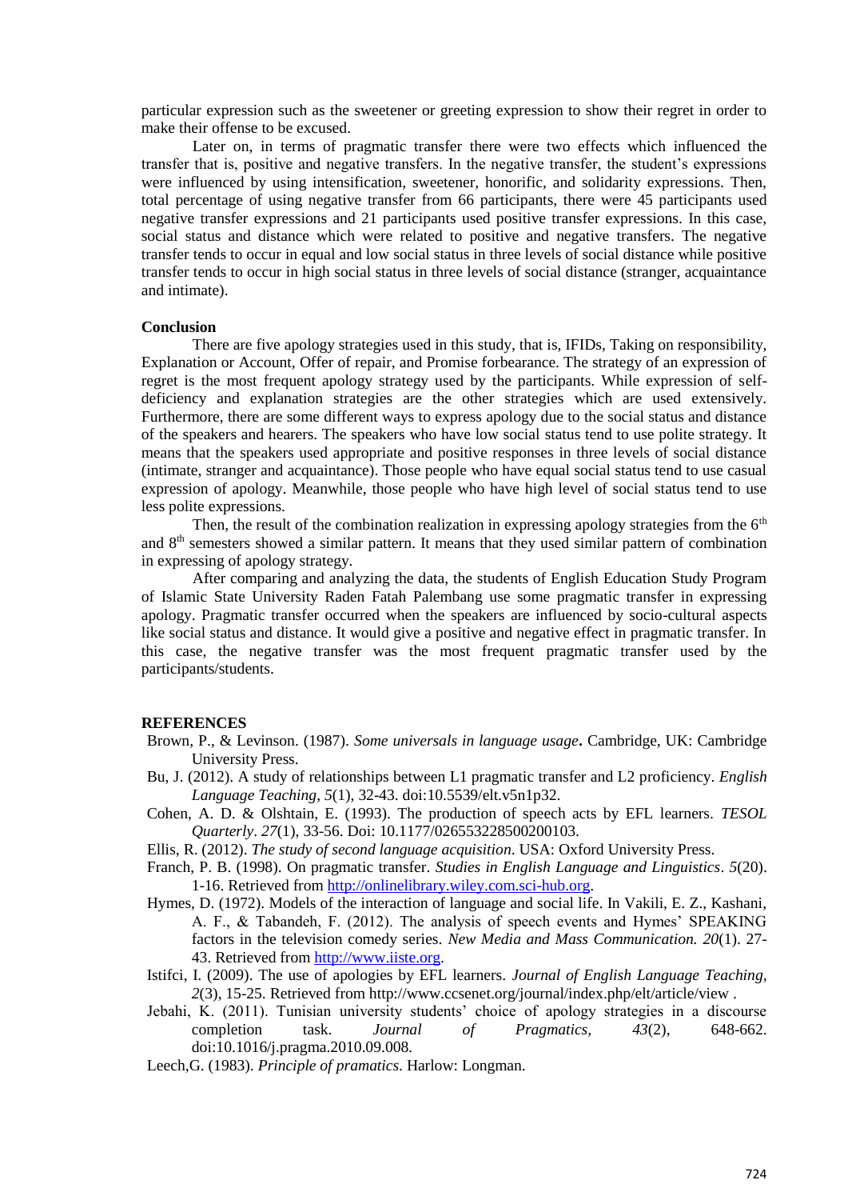particular expression such as the sweetener or greeting expression to show their regret in order to make their offense to be excused.

Later on, in terms of pragmatic transfer there were two effects which influenced the transfer that is, positive and negative transfers. In the negative transfer, the student's expressions were influenced by using intensification, sweetener, honorific, and solidarity expressions. Then, total percentage of using negative transfer from 66 participants, there were 45 participants used negative transfer expressions and 21 participants used positive transfer expressions. In this case, social status and distance which were related to positive and negative transfers. The negative transfer tends to occur in equal and low social status in three levels of social distance while positive transfer tends to occur in high social status in three levels of social distance (stranger, acquaintance and intimate).

## Conclusion

There are five apology strategies used in this study, that is, IFIDs, Taking on responsibility, Explanation or Account, Offer of repair, and Promise forbearance. The strategy of an expression of regret is the most frequent apology strategy used by the participants. While expression of self-deficiency and explanation strategies are the other strategies which are used extensively. Furthermore, there are some different ways to express apology due to the social status and distance of the speakers and hearers. The speakers who have low social status tend to use polite strategy. It means that the speakers used appropriate and positive responses in three levels of social distance (intimate, stranger and acquaintance). Those people who have equal social status tend to use casual expression of apology. Meanwhile, those people who have high level of social status tend to use less polite expressions.

Then, the result of the combination realization in expressing apology strategies from the 6th and 8th semesters showed a similar pattern. It means that they used similar pattern of combination in expressing of apology strategy.

After comparing and analyzing the data, the students of English Education Study Program of Islamic State University Raden Fatah Palembang use some pragmatic transfer in expressing apology. Pragmatic transfer occurred when the speakers are influenced by socio-cultural aspects like social status and distance. It would give a positive and negative effect in pragmatic transfer. In this case, the negative transfer was the most frequent pragmatic transfer used by the participants/students.

## REFERENCES

Brown, P., & Levinson. (1987). *Some universals in language usage***.** Cambridge, UK: Cambridge University Press.

Bu, J. (2012). A study of relationships between L1 pragmatic transfer and L2 proficiency. *English Language Teaching*, *5*(1), 32-43. doi:10.5539/elt.v5n1p32.

Cohen, A. D. & Olshtain, E. (1993). The production of speech acts by EFL learners. *TESOL Quarterly*. *27*(1), 33-56. Doi: 10.1177/026553228500200103.

Ellis, R. (2012). *The study of second language acquisition*. USA: Oxford University Press.

Franch, P. B. (1998). On pragmatic transfer. *Studies in English Language and Linguistics*. *5*(20). 1-16. Retrieved from http://onlinelibrary.wiley.com.sci-hub.org.

Hymes, D. (1972). Models of the interaction of language and social life. In Vakili, E. Z., Kashani, A. F., & Tabandeh, F. (2012). The analysis of speech events and Hymes' SPEAKING factors in the television comedy series. *New Media and Mass Communication. 20*(1). 27-43. Retrieved from http://www.iiste.org.

Istifci, I. (2009). The use of apologies by EFL learners. *Journal of English Language Teaching, 2*(3), 15-25. Retrieved from http://www.ccsenet.org/journal/index.php/elt/article/view .

Jebahi, K. (2011). Tunisian university students' choice of apology strategies in a discourse completion task. *Journal of Pragmatics, 43*(2), 648-662. doi:10.1016/j.pragma.2010.09.008.

Leech,G. (1983). *Principle of pramatics*. Harlow: Longman.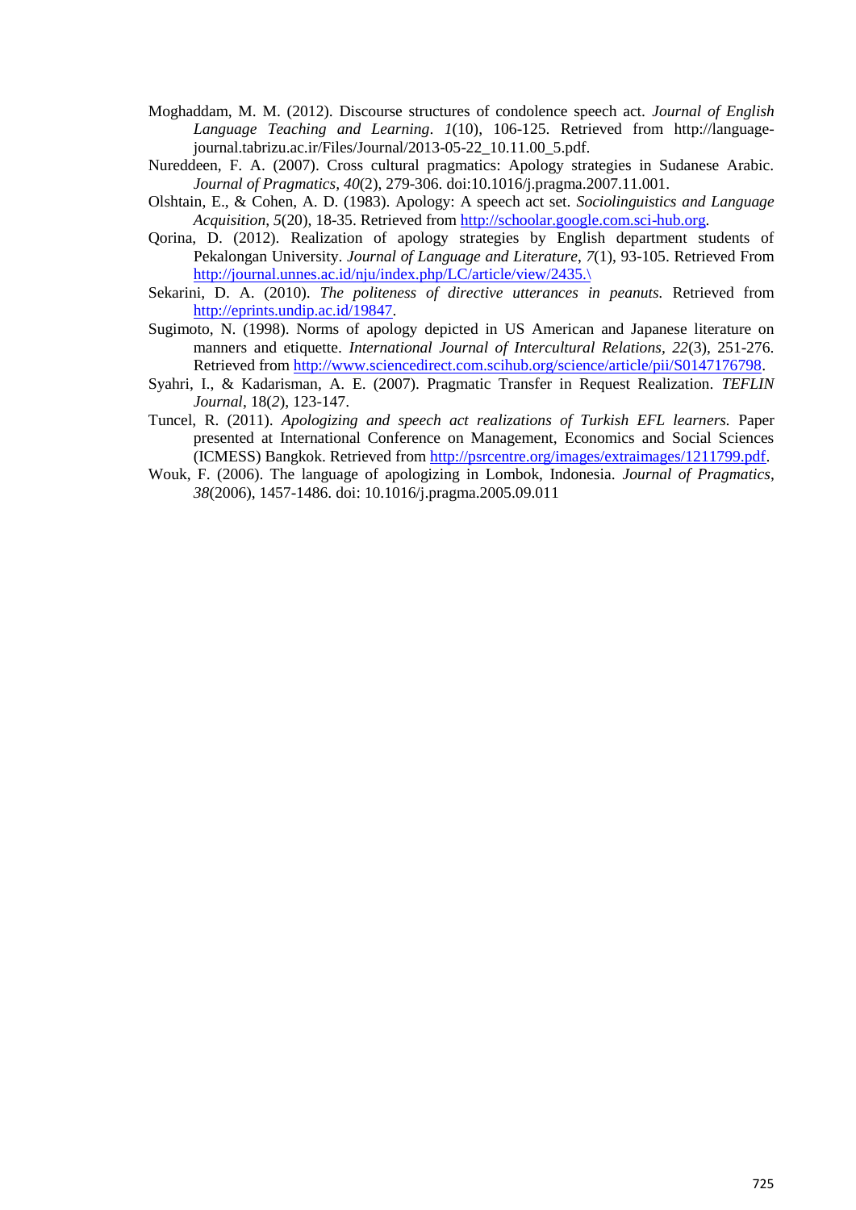Moghaddam, M. M. (2012). Discourse structures of condolence speech act. *Journal of English Language Teaching and Learning*. *1*(10), 106-125. Retrieved from http://language-journal.tabrizu.ac.ir/Files/Journal/2013-05-22_10.11.00_5.pdf.

Nureddeen, F. A. (2007). Cross cultural pragmatics: Apology strategies in Sudanese Arabic. *Journal of Pragmatics*, *40*(2), 279-306. doi:10.1016/j.pragma.2007.11.001.

Olshtain, E., & Cohen, A. D. (1983). Apology: A speech act set. *Sociolinguistics and Language Acquisition*, *5*(20), 18-35. Retrieved from http://schoolar.google.com.sci-hub.org.

Qorina, D. (2012). Realization of apology strategies by English department students of Pekalongan University. *Journal of Language and Literature*, *7*(1), 93-105. Retrieved From http://journal.unnes.ac.id/nju/index.php/LC/article/view/2435.\

Sekarini, D. A. (2010). *The politeness of directive utterances in peanuts.* Retrieved from http://eprints.undip.ac.id/19847.

Sugimoto, N. (1998). Norms of apology depicted in US American and Japanese literature on manners and etiquette. *International Journal of Intercultural Relations*, *22*(3), 251-276. Retrieved from http://www.sciencedirect.com.scihub.org/science/article/pii/S0147176798.

Syahri, I., & Kadarisman, A. E. (2007). Pragmatic Transfer in Request Realization. *TEFLIN Journal*, 18(*2*), 123-147.

Tuncel, R. (2011). *Apologizing and speech act realizations of Turkish EFL learners.* Paper presented at International Conference on Management, Economics and Social Sciences (ICMESS) Bangkok. Retrieved from http://psrcentre.org/images/extraimages/1211799.pdf.

Wouk, F. (2006). The language of apologizing in Lombok, Indonesia. *Journal of Pragmatics*, *38*(2006), 1457-1486. doi: 10.1016/j.pragma.2005.09.011